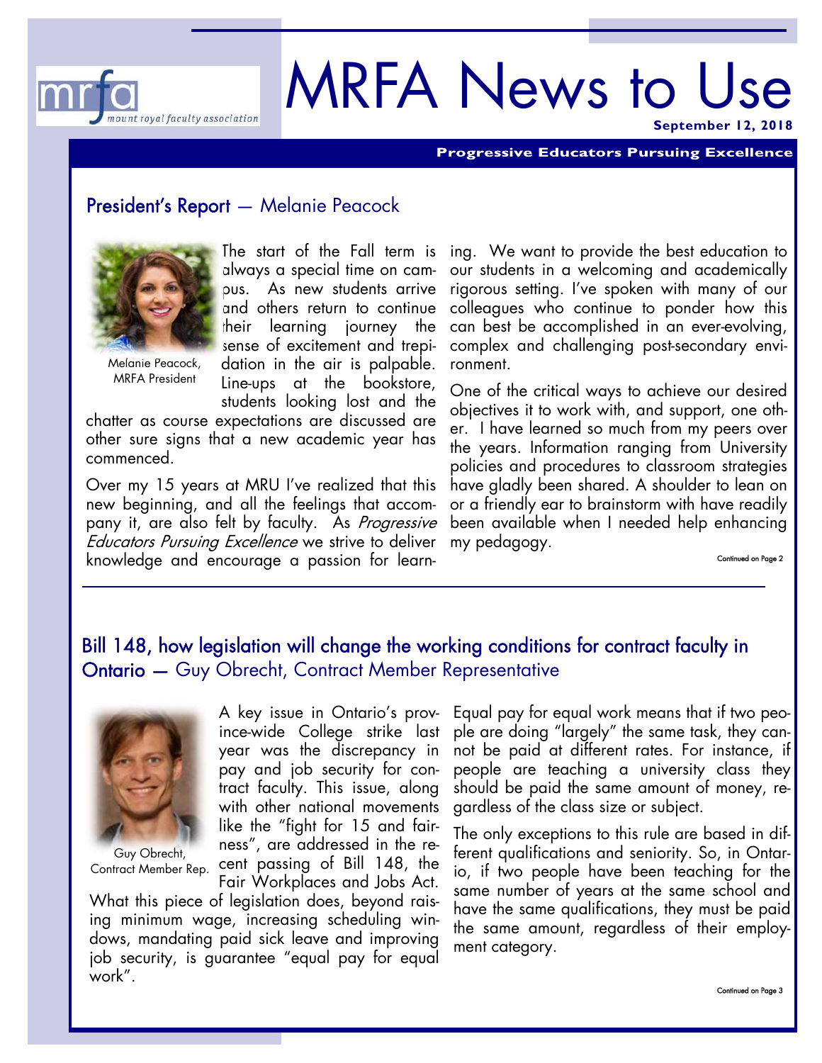mrfa mount royal faculty association

# MRFA News to Use

**September 12, 2018**

**Progressive Educators Pursuing Excellence**

## President's Report — Melanie Peacock

Melanie Peacock, MRFA President

The start of the Fall term is always a special time on campus. As new students arrive and others return to continue their learning journey the sense of excitement and trepidation in the air is palpable. Line-ups at the bookstore, students looking lost and the chatter as course expectations are discussed are other sure signs that a new academic year has commenced.

Over my 15 years at MRU I've realized that this new beginning, and all the feelings that accompany it, are also felt by faculty. As *Progressive Educators Pursuing Excellence* we strive to deliver knowledge and encourage a passion for learning. We want to provide the best education to our students in a welcoming and academically rigorous setting. I've spoken with many of our colleagues who continue to ponder how this can best be accomplished in an ever-evolving, complex and challenging post-secondary environment.

One of the critical ways to achieve our desired objectives it to work with, and support, one other. I have learned so much from my peers over the years. Information ranging from University policies and procedures to classroom strategies have gladly been shared. A shoulder to lean on or a friendly ear to brainstorm with have readily been available when I needed help enhancing my pedagogy.

Continued on Page 2

## Bill 148, how legislation will change the working conditions for contract faculty in Ontario — Guy Obrecht, Contract Member Representative

Guy Obrecht, Contract Member Rep.

A key issue in Ontario's province-wide College strike last year was the discrepancy in pay and job security for contract faculty. This issue, along with other national movements like the "fight for 15 and fairness", are addressed in the recent passing of Bill 148, the Fair Workplaces and Jobs Act. What this piece of legislation does, beyond raising minimum wage, increasing scheduling windows, mandating paid sick leave and improving job security, is guarantee "equal pay for equal work".

Equal pay for equal work means that if two people are doing "largely" the same task, they cannot be paid at different rates. For instance, if people are teaching a university class they should be paid the same amount of money, regardless of the class size or subject.

The only exceptions to this rule are based in different qualifications and seniority. So, in Ontario, if two people have been teaching for the same number of years at the same school and have the same qualifications, they must be paid the same amount, regardless of their employment category.

Continued on Page 3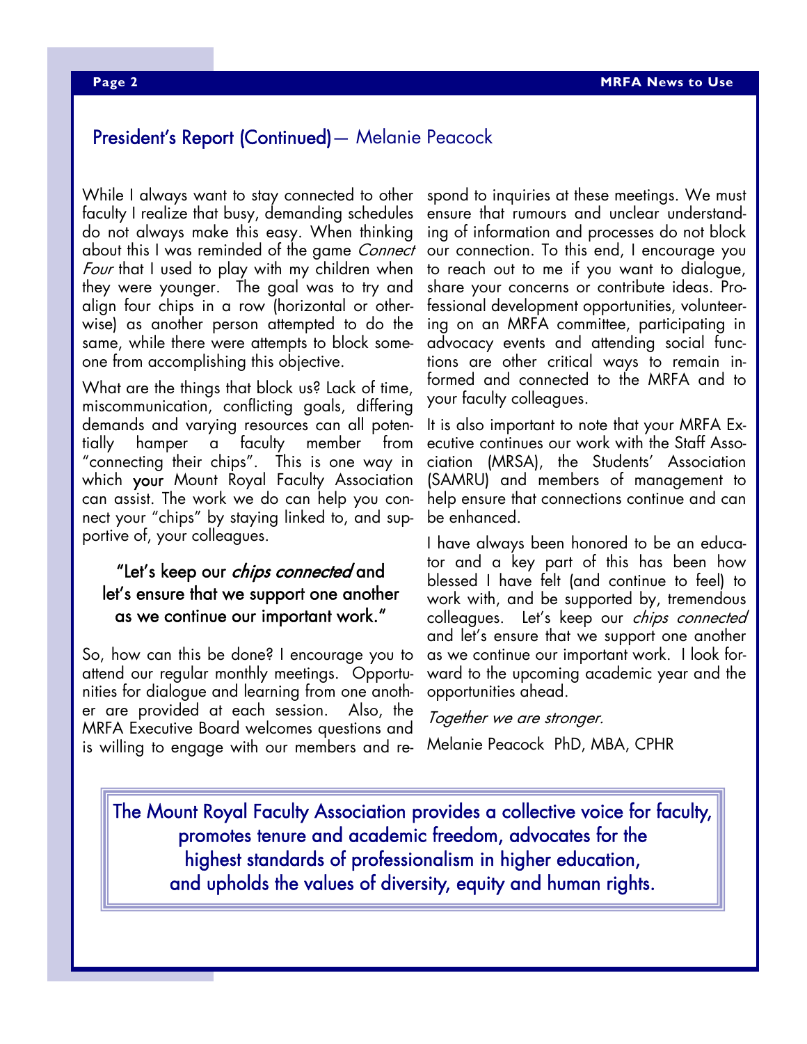## President's Report (Continued)— Melanie Peacock

While I always want to stay connected to other faculty I realize that busy, demanding schedules do not always make this easy. When thinking about this I was reminded of the game *Connect Four* that I used to play with my children when they were younger. The goal was to try and align four chips in a row (horizontal or otherwise) as another person attempted to do the same, while there were attempts to block someone from accomplishing this objective.

What are the things that block us? Lack of time, miscommunication, conflicting goals, differing demands and varying resources can all potentially hamper a faculty member from "connecting their chips". This is one way in which **your** Mount Royal Faculty Association can assist. The work we do can help you connect your "chips" by staying linked to, and supportive of, your colleagues.

> "Let's keep our *chips connected* and let's ensure that we support one another as we continue our important work."

So, how can this be done? I encourage you to attend our regular monthly meetings. Opportunities for dialogue and learning from one another are provided at each session. Also, the MRFA Executive Board welcomes questions and is willing to engage with our members and respond to inquiries at these meetings. We must ensure that rumours and unclear understanding of information and processes do not block our connection. To this end, I encourage you to reach out to me if you want to dialogue, share your concerns or contribute ideas. Professional development opportunities, volunteering on an MRFA committee, participating in advocacy events and attending social functions are other critical ways to remain informed and connected to the MRFA and to your faculty colleagues.

It is also important to note that your MRFA Executive continues our work with the Staff Association (MRSA), the Students' Association (SAMRU) and members of management to help ensure that connections continue and can be enhanced.

I have always been honored to be an educator and a key part of this has been how blessed I have felt (and continue to feel) to work with, and be supported by, tremendous colleagues. Let's keep our *chips connected* and let's ensure that we support one another as we continue our important work. I look forward to the upcoming academic year and the opportunities ahead.

*Together we are stronger.*

Melanie Peacock PhD, MBA, CPHR

---

The Mount Royal Faculty Association provides a collective voice for faculty, promotes tenure and academic freedom, advocates for the highest standards of professionalism in higher education, and upholds the values of diversity, equity and human rights.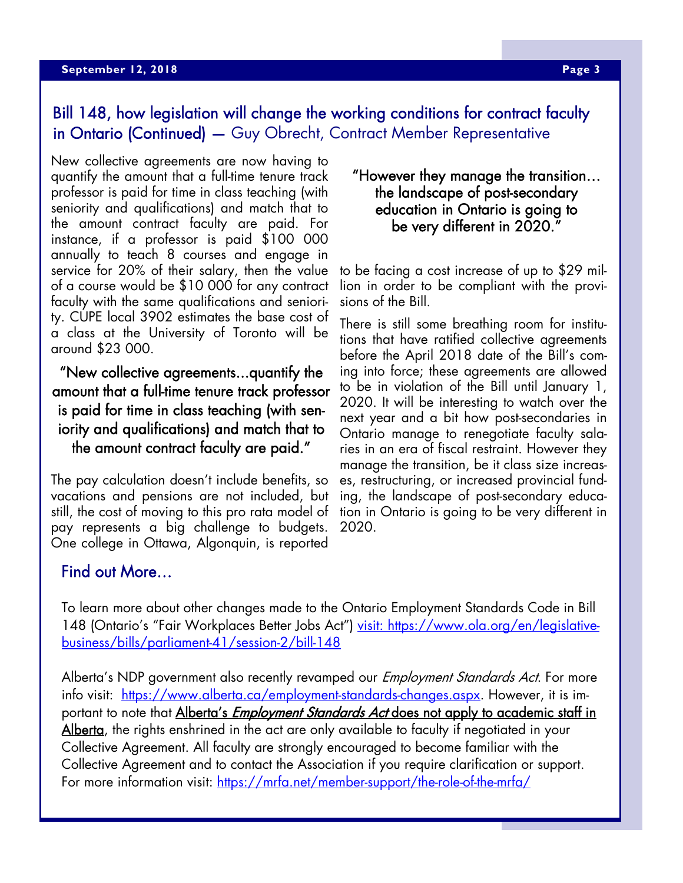## Bill 148, how legislation will change the working conditions for contract faculty in Ontario (Continued) — Guy Obrecht, Contract Member Representative

New collective agreements are now having to quantify the amount that a full-time tenure track professor is paid for time in class teaching (with seniority and qualifications) and match that to the amount contract faculty are paid. For instance, if a professor is paid $100 000 annually to teach 8 courses and engage in service for 20% of their salary, then the value of a course would be $10 000 for any contract faculty with the same qualifications and seniority. CUPE local 3902 estimates the base cost of a class at the University of Toronto will be around $23 000.

> "New collective agreements…quantify the amount that a full-time tenure track professor is paid for time in class teaching (with seniority and qualifications) and match that to the amount contract faculty are paid."

The pay calculation doesn't include benefits, so vacations and pensions are not included, but still, the cost of moving to this pro rata model of pay represents a big challenge to budgets. One college in Ottawa, Algonquin, is reported to be facing a cost increase of up to $29 million in order to be compliant with the provisions of the Bill.

> "However they manage the transition… the landscape of post-secondary education in Ontario is going to be very different in 2020."

There is still some breathing room for institutions that have ratified collective agreements before the April 2018 date of the Bill's coming into force; these agreements are allowed to be in violation of the Bill until January 1, 2020. It will be interesting to watch over the next year and a bit how post-secondaries in Ontario manage to renegotiate faculty salaries in an era of fiscal restraint. However they manage the transition, be it class size increases, restructuring, or increased provincial funding, the landscape of post-secondary education in Ontario is going to be very different in 2020.

## Find out More…

To learn more about other changes made to the Ontario Employment Standards Code in Bill 148 (Ontario's "Fair Workplaces Better Jobs Act") visit: https://www.ola.org/en/legislative-business/bills/parliament-41/session-2/bill-148

Alberta's NDP government also recently revamped our *Employment Standards Act*. For more info visit: https://www.alberta.ca/employment-standards-changes.aspx. However, it is important to note that **Alberta's *Employment Standards Act* does not apply to academic staff in Alberta**, the rights enshrined in the act are only available to faculty if negotiated in your Collective Agreement. All faculty are strongly encouraged to become familiar with the Collective Agreement and to contact the Association if you require clarification or support. For more information visit: https://mrfa.net/member-support/the-role-of-the-mrfa/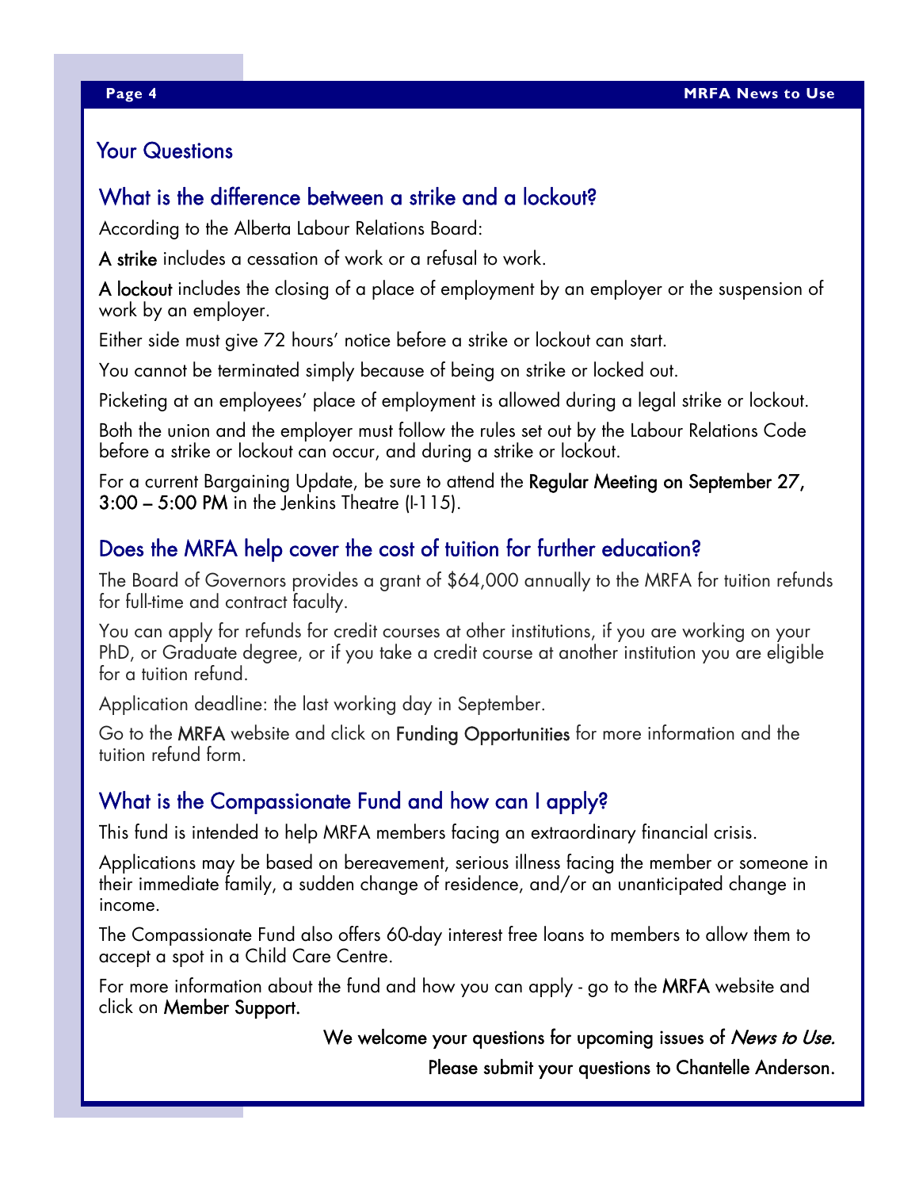## Your Questions

### What is the difference between a strike and a lockout?

According to the Alberta Labour Relations Board:

**A strike** includes a cessation of work or a refusal to work.

**A lockout** includes the closing of a place of employment by an employer or the suspension of work by an employer.

Either side must give 72 hours' notice before a strike or lockout can start.

You cannot be terminated simply because of being on strike or locked out.

Picketing at an employees' place of employment is allowed during a legal strike or lockout.

Both the union and the employer must follow the rules set out by the Labour Relations Code before a strike or lockout can occur, and during a strike or lockout.

For a current Bargaining Update, be sure to attend the **Regular Meeting on September 27, 3:00 – 5:00 PM** in the Jenkins Theatre (I-115).

### Does the MRFA help cover the cost of tuition for further education?

The Board of Governors provides a grant of $64,000 annually to the MRFA for tuition refunds for full-time and contract faculty.

You can apply for refunds for credit courses at other institutions, if you are working on your PhD, or Graduate degree, or if you take a credit course at another institution you are eligible for a tuition refund.

Application deadline: the last working day in September.

Go to the **MRFA** website and click on **Funding Opportunities** for more information and the tuition refund form.

### What is the Compassionate Fund and how can I apply?

This fund is intended to help MRFA members facing an extraordinary financial crisis.

Applications may be based on bereavement, serious illness facing the member or someone in their immediate family, a sudden change of residence, and/or an unanticipated change in income.

The Compassionate Fund also offers 60-day interest free loans to members to allow them to accept a spot in a Child Care Centre.

For more information about the fund and how you can apply - go to the **MRFA** website and click on **Member Support.**

**We welcome your questions for upcoming issues of *News to Use.***

**Please submit your questions to Chantelle Anderson.**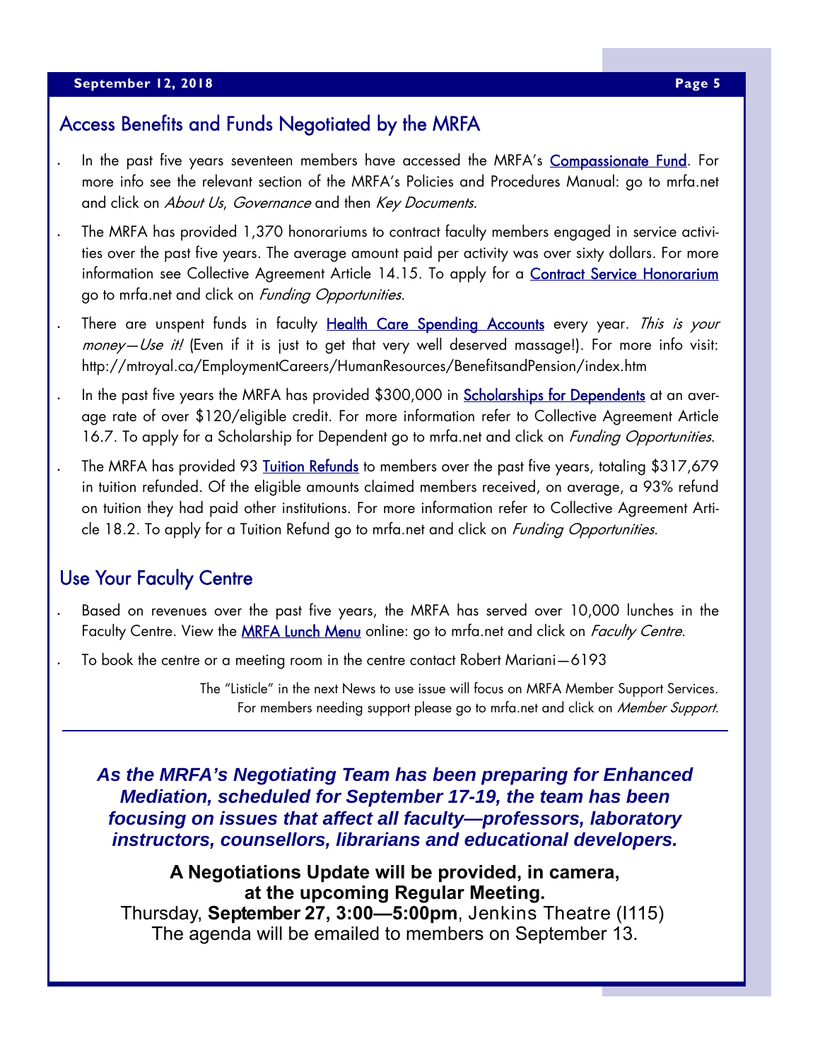## Access Benefits and Funds Negotiated by the MRFA

- In the past five years seventeen members have accessed the MRFA's Compassionate Fund. For more info see the relevant section of the MRFA's Policies and Procedures Manual: go to mrfa.net and click on *About Us*, *Governance* and then *Key Documents*.
- The MRFA has provided 1,370 honorariums to contract faculty members engaged in service activities over the past five years. The average amount paid per activity was over sixty dollars. For more information see Collective Agreement Article 14.15. To apply for a Contract Service Honorarium go to mrfa.net and click on *Funding Opportunities*.
- There are unspent funds in faculty Health Care Spending Accounts every year. *This is your money—Use it!* (Even if it is just to get that very well deserved massage!). For more info visit: http://mtroyal.ca/EmploymentCareers/HumanResources/BenefitsandPension/index.htm
- In the past five years the MRFA has provided $300,000 in Scholarships for Dependents at an average rate of over $120/eligible credit. For more information refer to Collective Agreement Article 16.7. To apply for a Scholarship for Dependent go to mrfa.net and click on *Funding Opportunities*.
- The MRFA has provided 93 Tuition Refunds to members over the past five years, totaling $317,679 in tuition refunded. Of the eligible amounts claimed members received, on average, a 93% refund on tuition they had paid other institutions. For more information refer to Collective Agreement Article 18.2. To apply for a Tuition Refund go to mrfa.net and click on *Funding Opportunities*.

## Use Your Faculty Centre

- Based on revenues over the past five years, the MRFA has served over 10,000 lunches in the Faculty Centre. View the MRFA Lunch Menu online: go to mrfa.net and click on *Faculty Centre*.
- To book the centre or a meeting room in the centre contact Robert Mariani—6193

The "Listicle" in the next News to use issue will focus on MRFA Member Support Services.
For members needing support please go to mrfa.net and click on *Member Support.*

---

***As the MRFA's Negotiating Team has been preparing for Enhanced Mediation, scheduled for September 17-19, the team has been focusing on issues that affect all faculty—professors, laboratory instructors, counsellors, librarians and educational developers.***

**A Negotiations Update will be provided, in camera, at the upcoming Regular Meeting.**

Thursday, **September 27, 3:00—5:00pm**, Jenkins Theatre (I115)

The agenda will be emailed to members on September 13.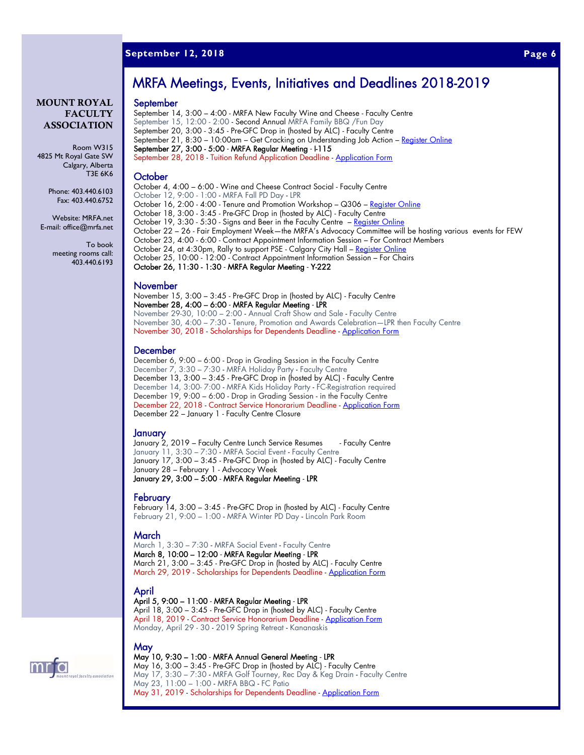# MRFA Meetings, Events, Initiatives and Deadlines 2018-2019

**MOUNT ROYAL FACULTY ASSOCIATION**

Room W315
4825 Mt Royal Gate SW
Calgary, Alberta
T3E 6K6

Phone: 403.440.6103
Fax: 403.440.6752

Website: MRFA.net
E-mail: office@mrfa.net

To book meeting rooms call: 403.440.6193

## September

September 14, 3:00 – 4:00 - MRFA New Faculty Wine and Cheese - Faculty Centre
September 15, 12:00 - 2:00 - Second Annual MRFA Family BBQ /Fun Day
September 20, 3:00 - 3:45 - Pre-GFC Drop in (hosted by ALC) - Faculty Centre
September 21, 8:30 – 10:00am – Get Cracking on Understanding Job Action – Register Online
**September 27, 3:00 - 5:00 - MRFA Regular Meeting - I-115**
September 28, 2018 - Tuition Refund Application Deadline - Application Form

## October

October 4, 4:00 – 6:00 - Wine and Cheese Contract Social - Faculty Centre
October 12, 9:00 - 1:00 - MRFA Fall PD Day - LPR
October 16, 2:00 - 4:00 - Tenure and Promotion Workshop – Q306 – Register Online
October 18, 3:00 - 3:45 - Pre-GFC Drop in (hosted by ALC) - Faculty Centre
October 19, 3:30 - 5:30 - Signs and Beer in the Faculty Centre – Register Online
October 22 – 26 - Fair Employment Week—the MRFA's Advocacy Committee will be hosting various events for FEW
October 23, 4:00 - 6:00 - Contract Appointment Information Session – For Contract Members
October 24, at 4:30pm, Rally to support PSE - Calgary City Hall – Register Online
October 25, 10:00 - 12:00 - Contract Appointment Information Session – For Chairs
**October 26, 11:30 - 1:30 - MRFA Regular Meeting - Y-222**

## November

November 15, 3:00 – 3:45 - Pre-GFC Drop in (hosted by ALC) - Faculty Centre
**November 28, 4:00 – 6:00 - MRFA Regular Meeting - LPR**
November 29-30, 10:00 – 2:00 - Annual Craft Show and Sale - Faculty Centre
November 30, 4:00 – 7:30 - Tenure, Promotion and Awards Celebration—LPR then Faculty Centre
November 30, 2018 - Scholarships for Dependents Deadline - Application Form

## December

December 6, 9:00 – 6:00 - Drop in Grading Session in the Faculty Centre
December 7, 3:30 – 7:30 - MRFA Holiday Party - Faculty Centre
December 13, 3:00 – 3:45 - Pre-GFC Drop in (hosted by ALC) - Faculty Centre
December 14, 3:00- 7:00 - MRFA Kids Holiday Party - FC-Registration required
December 19, 9:00 – 6:00 - Drop in Grading Session - in the Faculty Centre
December 22, 2018 - Contract Service Honorarium Deadline - Application Form
December 22 – January 1 - Faculty Centre Closure

## January

January 2, 2019 – Faculty Centre Lunch Service Resumes - Faculty Centre
January 11, 3:30 – 7:30 - MRFA Social Event - Faculty Centre
January 17, 3:00 – 3:45 - Pre-GFC Drop in (hosted by ALC) - Faculty Centre
January 28 – February 1 - Advocacy Week
**January 29, 3:00 – 5:00 - MRFA Regular Meeting - LPR**

## February

February 14, 3:00 – 3:45 - Pre-GFC Drop in (hosted by ALC) - Faculty Centre
February 21, 9:00 – 1:00 - MRFA Winter PD Day - Lincoln Park Room

## March

March 1, 3:30 – 7:30 - MRFA Social Event - Faculty Centre
**March 8, 10:00 – 12:00 - MRFA Regular Meeting - LPR**
March 21, 3:00 – 3:45 - Pre-GFC Drop in (hosted by ALC) - Faculty Centre
March 29, 2019 - Scholarships for Dependents Deadline - Application Form

## April

**April 5, 9:00 – 11:00 - MRFA Regular Meeting - LPR**
April 18, 3:00 – 3:45 - Pre-GFC Drop in (hosted by ALC) - Faculty Centre
April 18, 2019 - Contract Service Honorarium Deadline - Application Form
Monday, April 29 - 30 - 2019 Spring Retreat - Kananaskis

## May

**May 10, 9:30 – 1:00 - MRFA Annual General Meeting - LPR**
May 16, 3:00 – 3:45 - Pre-GFC Drop in (hosted by ALC) - Faculty Centre
May 17, 3:30 – 7:30 - MRFA Golf Tourney, Rec Day & Keg Drain - Faculty Centre
May 23, 11:00 – 1:00 - MRFA BBQ - FC Patio
May 31, 2019 - Scholarships for Dependents Deadline - Application Form